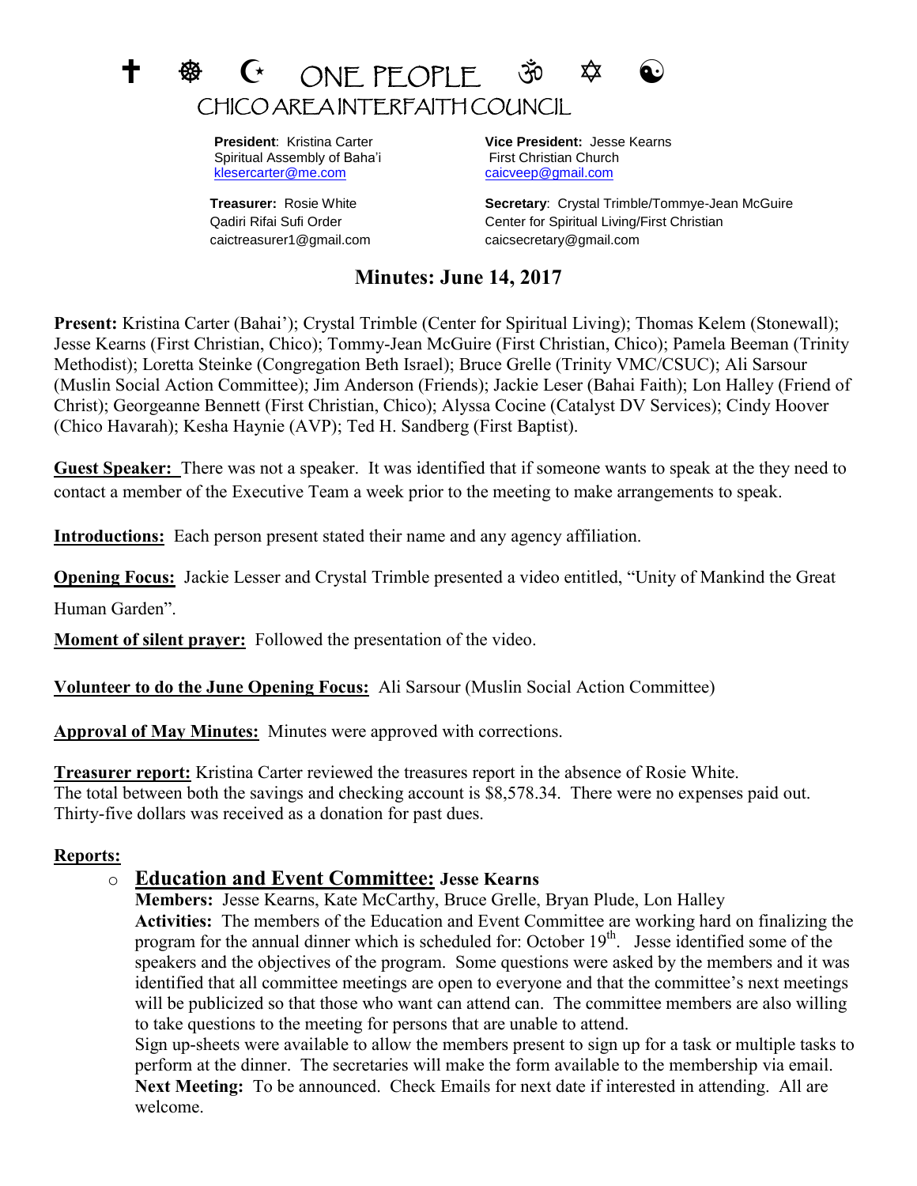✝ ☸ ☪ ONE PEOPLE ॐ ✡ ☯

# CHICO AREA INTERFAITH COUNCIL

**President**: Kristina Carter
Spiritual Assembly of Baha'i
klesercarter@me.com

**Vice President:** Jesse Kearns
First Christian Church
caicveep@gmail.com

**Treasurer:** Rosie White
Qadiri Rifai Sufi Order
caictreasurer1@gmail.com

**Secretary**: Crystal Trimble/Tommye-Jean McGuire
Center for Spiritual Living/First Christian
caicsecretary@gmail.com

## Minutes: June 14, 2017

**Present:** Kristina Carter (Bahai'); Crystal Trimble (Center for Spiritual Living); Thomas Kelem (Stonewall); Jesse Kearns (First Christian, Chico); Tommy-Jean McGuire (First Christian, Chico); Pamela Beeman (Trinity Methodist); Loretta Steinke (Congregation Beth Israel); Bruce Grelle (Trinity VMC/CSUC); Ali Sarsour (Muslin Social Action Committee); Jim Anderson (Friends); Jackie Leser (Bahai Faith); Lon Halley (Friend of Christ); Georgeanne Bennett (First Christian, Chico); Alyssa Cocine (Catalyst DV Services); Cindy Hoover (Chico Havarah); Kesha Haynie (AVP); Ted H. Sandberg (First Baptist).

**Guest Speaker:** There was not a speaker. It was identified that if someone wants to speak at the they need to contact a member of the Executive Team a week prior to the meeting to make arrangements to speak.

**Introductions:** Each person present stated their name and any agency affiliation.

**Opening Focus:** Jackie Lesser and Crystal Trimble presented a video entitled, "Unity of Mankind the Great Human Garden".

**Moment of silent prayer:** Followed the presentation of the video.

**Volunteer to do the June Opening Focus:** Ali Sarsour (Muslin Social Action Committee)

**Approval of May Minutes:** Minutes were approved with corrections.

**Treasurer report:** Kristina Carter reviewed the treasures report in the absence of Rosie White. The total between both the savings and checking account is $8,578.34. There were no expenses paid out. Thirty-five dollars was received as a donation for past dues.

**Reports:**

- **Education and Event Committee: Jesse Kearns**
  **Members:** Jesse Kearns, Kate McCarthy, Bruce Grelle, Bryan Plude, Lon Halley
  **Activities:** The members of the Education and Event Committee are working hard on finalizing the program for the annual dinner which is scheduled for: October 19th. Jesse identified some of the speakers and the objectives of the program. Some questions were asked by the members and it was identified that all committee meetings are open to everyone and that the committee's next meetings will be publicized so that those who want can attend can. The committee members are also willing to take questions to the meeting for persons that are unable to attend.
  Sign up-sheets were available to allow the members present to sign up for a task or multiple tasks to perform at the dinner. The secretaries will make the form available to the membership via email.
  **Next Meeting:** To be announced. Check Emails for next date if interested in attending. All are welcome.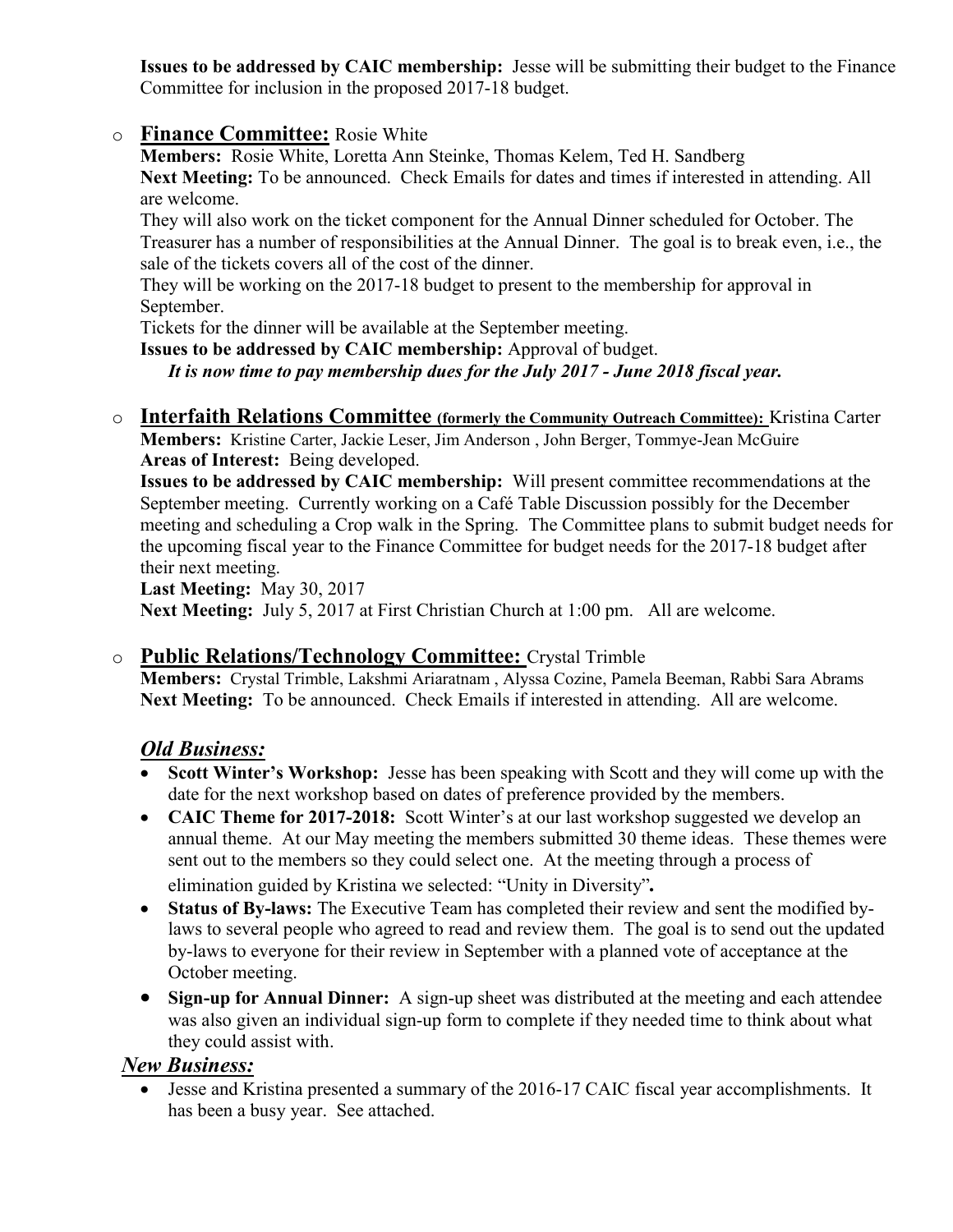**Issues to be addressed by CAIC membership:** Jesse will be submitting their budget to the Finance Committee for inclusion in the proposed 2017-18 budget.

- **Finance Committee:** Rosie White
  **Members:** Rosie White, Loretta Ann Steinke, Thomas Kelem, Ted H. Sandberg
  **Next Meeting:** To be announced. Check Emails for dates and times if interested in attending. All are welcome.
  They will also work on the ticket component for the Annual Dinner scheduled for October. The Treasurer has a number of responsibilities at the Annual Dinner. The goal is to break even, i.e., the sale of the tickets covers all of the cost of the dinner.
  They will be working on the 2017-18 budget to present to the membership for approval in September.
  Tickets for the dinner will be available at the September meeting.
  **Issues to be addressed by CAIC membership:** Approval of budget.
  ***It is now time to pay membership dues for the July 2017 - June 2018 fiscal year.***

- **Interfaith Relations Committee (formerly the Community Outreach Committee):** Kristina Carter
  **Members:** Kristine Carter, Jackie Leser, Jim Anderson , John Berger, Tommye-Jean McGuire
  **Areas of Interest:** Being developed.
  **Issues to be addressed by CAIC membership:** Will present committee recommendations at the September meeting. Currently working on a Café Table Discussion possibly for the December meeting and scheduling a Crop walk in the Spring. The Committee plans to submit budget needs for the upcoming fiscal year to the Finance Committee for budget needs for the 2017-18 budget after their next meeting.
  **Last Meeting:** May 30, 2017
  **Next Meeting:** July 5, 2017 at First Christian Church at 1:00 pm. All are welcome.

- **Public Relations/Technology Committee:** Crystal Trimble
  **Members:** Crystal Trimble, Lakshmi Ariaratnam , Alyssa Cozine, Pamela Beeman, Rabbi Sara Abrams
  **Next Meeting:** To be announced. Check Emails if interested in attending. All are welcome.

## ***Old Business:***

- **Scott Winter's Workshop:** Jesse has been speaking with Scott and they will come up with the date for the next workshop based on dates of preference provided by the members.
- **CAIC Theme for 2017-2018:** Scott Winter's at our last workshop suggested we develop an annual theme. At our May meeting the members submitted 30 theme ideas. These themes were sent out to the members so they could select one. At the meeting through a process of elimination guided by Kristina we selected: "Unity in Diversity"**.**
- **Status of By-laws:** The Executive Team has completed their review and sent the modified by-laws to several people who agreed to read and review them. The goal is to send out the updated by-laws to everyone for their review in September with a planned vote of acceptance at the October meeting.
- **Sign-up for Annual Dinner:** A sign-up sheet was distributed at the meeting and each attendee was also given an individual sign-up form to complete if they needed time to think about what they could assist with.

## ***New Business:***

- Jesse and Kristina presented a summary of the 2016-17 CAIC fiscal year accomplishments. It has been a busy year. See attached.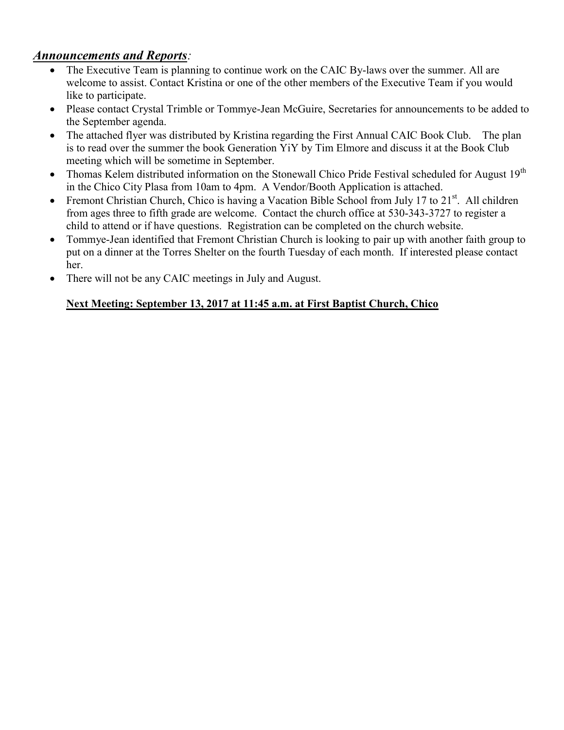***Announcements and Reports***:

- The Executive Team is planning to continue work on the CAIC By-laws over the summer. All are welcome to assist. Contact Kristina or one of the other members of the Executive Team if you would like to participate.
- Please contact Crystal Trimble or Tommye-Jean McGuire, Secretaries for announcements to be added to the September agenda.
- The attached flyer was distributed by Kristina regarding the First Annual CAIC Book Club. The plan is to read over the summer the book Generation YiY by Tim Elmore and discuss it at the Book Club meeting which will be sometime in September.
- Thomas Kelem distributed information on the Stonewall Chico Pride Festival scheduled for August 19th in the Chico City Plasa from 10am to 4pm. A Vendor/Booth Application is attached.
- Fremont Christian Church, Chico is having a Vacation Bible School from July 17 to 21st. All children from ages three to fifth grade are welcome. Contact the church office at 530-343-3727 to register a child to attend or if have questions. Registration can be completed on the church website.
- Tommye-Jean identified that Fremont Christian Church is looking to pair up with another faith group to put on a dinner at the Torres Shelter on the fourth Tuesday of each month. If interested please contact her.
- There will not be any CAIC meetings in July and August.

**Next Meeting: September 13, 2017 at 11:45 a.m. at First Baptist Church, Chico**